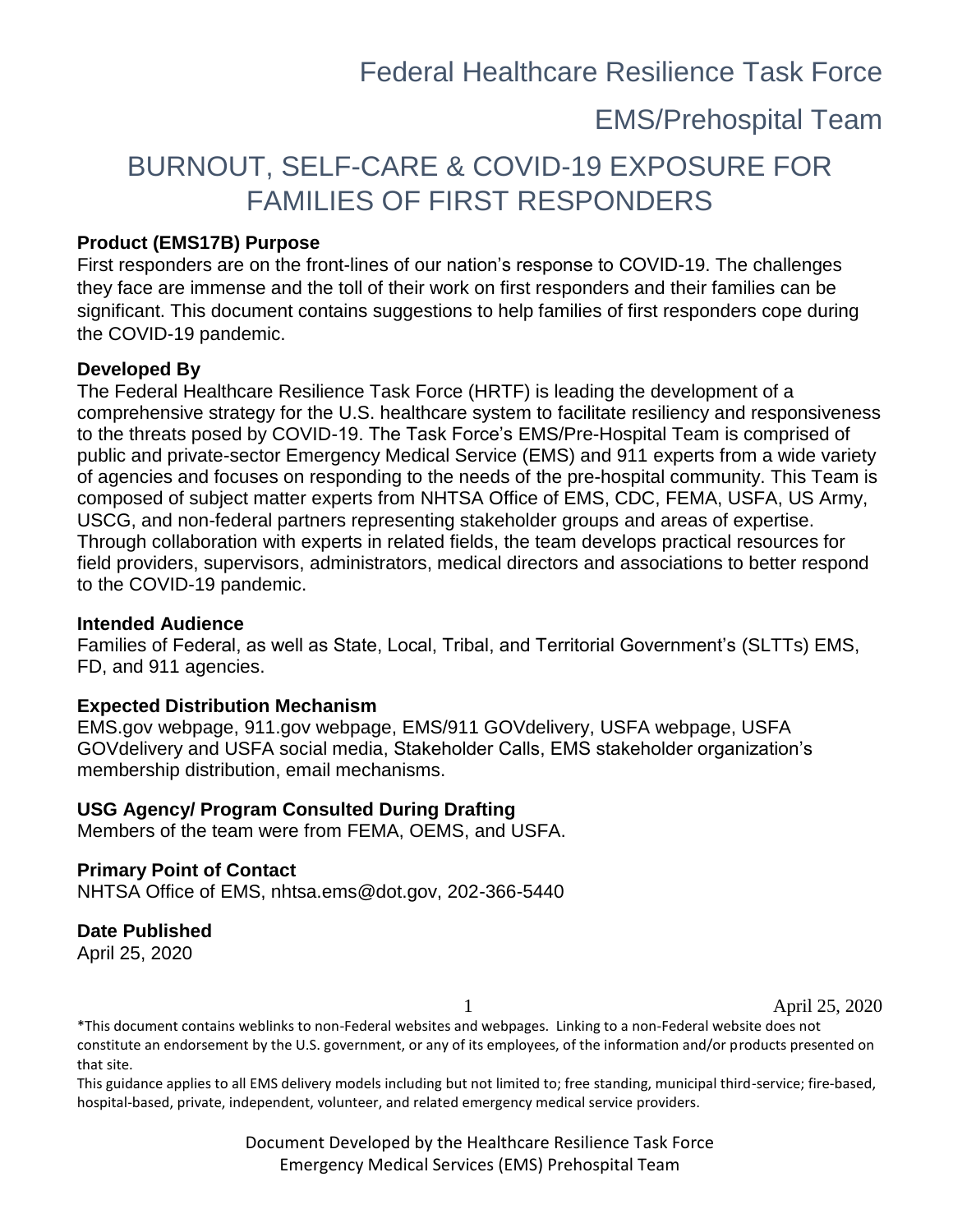Federal Healthcare Resilience Task Force

EMS/Prehospital Team

# BURNOUT, SELF-CARE & COVID-19 EXPOSURE FOR FAMILIES OF FIRST RESPONDERS

**Product (EMS17B) Purpose**

First responders are on the front-lines of our nation's response to COVID-19. The challenges they face are immense and the toll of their work on first responders and their families can be significant. This document contains suggestions to help families of first responders cope during the COVID-19 pandemic.

**Developed By**

The Federal Healthcare Resilience Task Force (HRTF) is leading the development of a comprehensive strategy for the U.S. healthcare system to facilitate resiliency and responsiveness to the threats posed by COVID-19. The Task Force's EMS/Pre-Hospital Team is comprised of public and private-sector Emergency Medical Service (EMS) and 911 experts from a wide variety of agencies and focuses on responding to the needs of the pre-hospital community. This Team is composed of subject matter experts from NHTSA Office of EMS, CDC, FEMA, USFA, US Army, USCG, and non-federal partners representing stakeholder groups and areas of expertise. Through collaboration with experts in related fields, the team develops practical resources for field providers, supervisors, administrators, medical directors and associations to better respond to the COVID-19 pandemic.

**Intended Audience**

Families of Federal, as well as State, Local, Tribal, and Territorial Government's (SLTTs) EMS, FD, and 911 agencies.

**Expected Distribution Mechanism**

EMS.gov webpage, 911.gov webpage, EMS/911 GOVdelivery, USFA webpage, USFA GOVdelivery and USFA social media, Stakeholder Calls, EMS stakeholder organization's membership distribution, email mechanisms.

**USG Agency/ Program Consulted During Drafting**

Members of the team were from FEMA, OEMS, and USFA.

**Primary Point of Contact**

NHTSA Office of EMS, nhtsa.ems@dot.gov, 202-366-5440

**Date Published**

April 25, 2020

*This document contains weblinks to non-Federal websites and webpages. Linking to a non-Federal website does not constitute an endorsement by the U.S. government, or any of its employees, of the information and/or products presented on that site.

This guidance applies to all EMS delivery models including but not limited to; free standing, municipal third-service; fire-based, hospital-based, private, independent, volunteer, and related emergency medical service providers.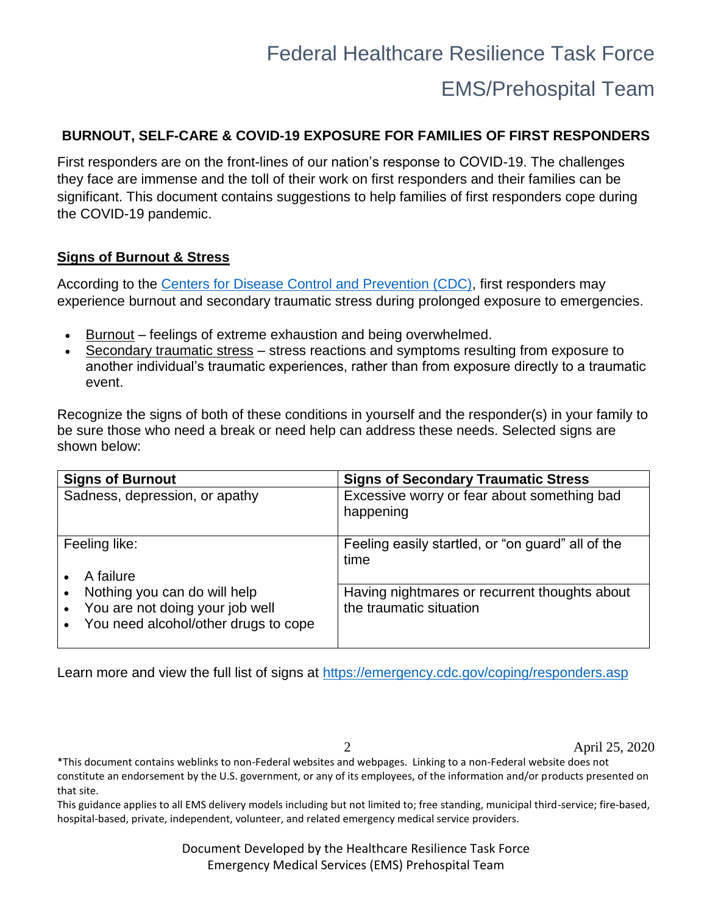## BURNOUT, SELF-CARE & COVID-19 EXPOSURE FOR FAMILIES OF FIRST RESPONDERS

First responders are on the front-lines of our nation's response to COVID-19. The challenges they face are immense and the toll of their work on first responders and their families can be significant. This document contains suggestions to help families of first responders cope during the COVID-19 pandemic.

### Signs of Burnout & Stress

According to the [Centers for Disease Control and Prevention (CDC)](https://emergency.cdc.gov/coping/responders.asp), first responders may experience burnout and secondary traumatic stress during prolonged exposure to emergencies.

- Burnout – feelings of extreme exhaustion and being overwhelmed.
- Secondary traumatic stress – stress reactions and symptoms resulting from exposure to another individual's traumatic experiences, rather than from exposure directly to a traumatic event.

Recognize the signs of both of these conditions in yourself and the responder(s) in your family to be sure those who need a break or need help can address these needs. Selected signs are shown below:

| Signs of Burnout | Signs of Secondary Traumatic Stress |
| --- | --- |
| Sadness, depression, or apathy | Excessive worry or fear about something bad happening |
| Feeling like:<br>• A failure<br>• Nothing you can do will help<br>• You are not doing your job well<br>• You need alcohol/other drugs to cope | Feeling easily startled, or "on guard" all of the time |
| | Having nightmares or recurrent thoughts about the traumatic situation |

Learn more and view the full list of signs at https://emergency.cdc.gov/coping/responders.asp

April 25, 2020

*This document contains weblinks to non-Federal websites and webpages. Linking to a non-Federal website does not constitute an endorsement by the U.S. government, or any of its employees, of the information and/or products presented on that site.

This guidance applies to all EMS delivery models including but not limited to; free standing, municipal third-service; fire-based, hospital-based, private, independent, volunteer, and related emergency medical service providers.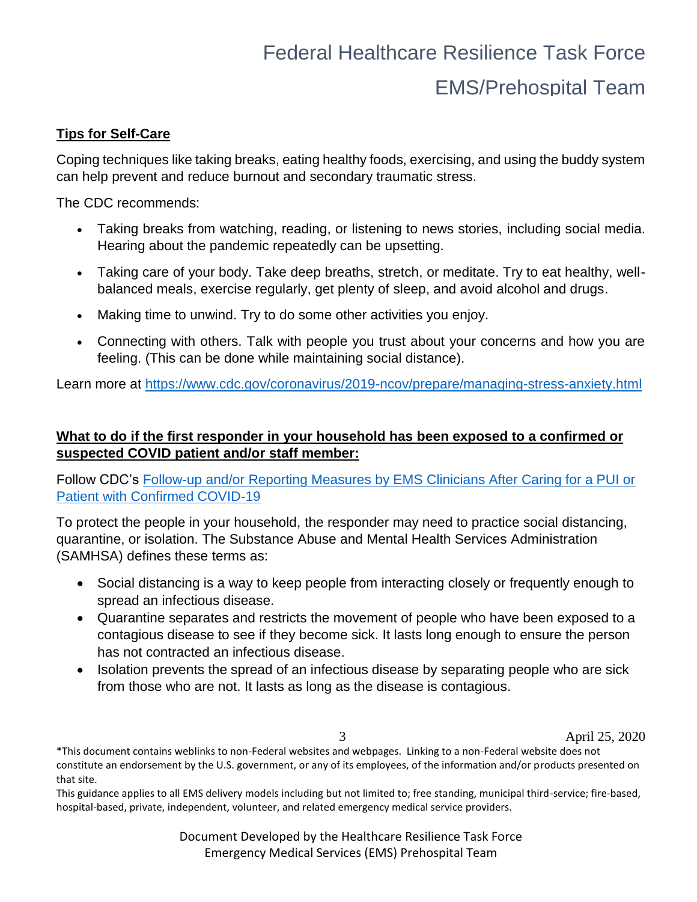## Tips for Self-Care

Coping techniques like taking breaks, eating healthy foods, exercising, and using the buddy system can help prevent and reduce burnout and secondary traumatic stress.

The CDC recommends:

- Taking breaks from watching, reading, or listening to news stories, including social media. Hearing about the pandemic repeatedly can be upsetting.
- Taking care of your body. Take deep breaths, stretch, or meditate. Try to eat healthy, well-balanced meals, exercise regularly, get plenty of sleep, and avoid alcohol and drugs.
- Making time to unwind. Try to do some other activities you enjoy.
- Connecting with others. Talk with people you trust about your concerns and how you are feeling. (This can be done while maintaining social distance).

Learn more at [https://www.cdc.gov/coronavirus/2019-ncov/prepare/managing-stress-anxiety.html](https://www.cdc.gov/coronavirus/2019-ncov/prepare/managing-stress-anxiety.html)

## What to do if the first responder in your household has been exposed to a confirmed or suspected COVID patient and/or staff member:

Follow CDC's Follow-up and/or Reporting Measures by EMS Clinicians After Caring for a PUI or Patient with Confirmed COVID-19

To protect the people in your household, the responder may need to practice social distancing, quarantine, or isolation. The Substance Abuse and Mental Health Services Administration (SAMHSA) defines these terms as:

- Social distancing is a way to keep people from interacting closely or frequently enough to spread an infectious disease.
- Quarantine separates and restricts the movement of people who have been exposed to a contagious disease to see if they become sick. It lasts long enough to ensure the person has not contracted an infectious disease.
- Isolation prevents the spread of an infectious disease by separating people who are sick from those who are not. It lasts as long as the disease is contagious.

*This document contains weblinks to non-Federal websites and webpages. Linking to a non-Federal website does not constitute an endorsement by the U.S. government, or any of its employees, of the information and/or products presented on that site.

This guidance applies to all EMS delivery models including but not limited to; free standing, municipal third-service; fire-based, hospital-based, private, independent, volunteer, and related emergency medical service providers.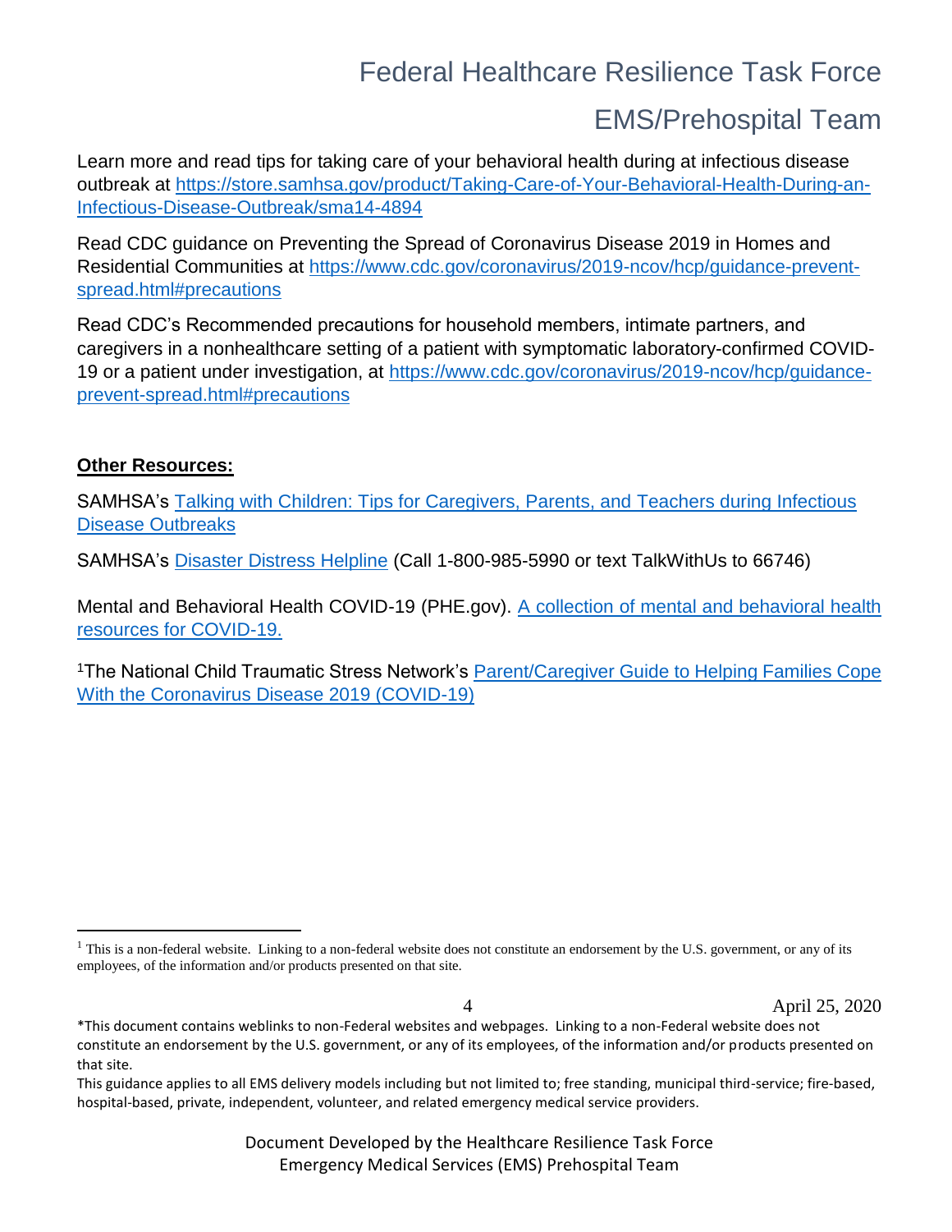Learn more and read tips for taking care of your behavioral health during at infectious disease outbreak at https://store.samhsa.gov/product/Taking-Care-of-Your-Behavioral-Health-During-an-Infectious-Disease-Outbreak/sma14-4894

Read CDC guidance on Preventing the Spread of Coronavirus Disease 2019 in Homes and Residential Communities at https://www.cdc.gov/coronavirus/2019-ncov/hcp/guidance-prevent-spread.html#precautions

Read CDC's Recommended precautions for household members, intimate partners, and caregivers in a nonhealthcare setting of a patient with symptomatic laboratory-confirmed COVID-19 or a patient under investigation, at https://www.cdc.gov/coronavirus/2019-ncov/hcp/guidance-prevent-spread.html#precautions

**Other Resources:**

SAMHSA's Talking with Children: Tips for Caregivers, Parents, and Teachers during Infectious Disease Outbreaks

SAMHSA's Disaster Distress Helpline (Call 1-800-985-5990 or text TalkWithUs to 66746)

Mental and Behavioral Health COVID-19 (PHE.gov). A collection of mental and behavioral health resources for COVID-19.

[1]The National Child Traumatic Stress Network's Parent/Caregiver Guide to Helping Families Cope With the Coronavirus Disease 2019 (COVID-19)

[1] This is a non-federal website. Linking to a non-federal website does not constitute an endorsement by the U.S. government, or any of its employees, of the information and/or products presented on that site.

April 25, 2020

*This document contains weblinks to non-Federal websites and webpages. Linking to a non-Federal website does not constitute an endorsement by the U.S. government, or any of its employees, of the information and/or products presented on that site.

This guidance applies to all EMS delivery models including but not limited to; free standing, municipal third-service; fire-based, hospital-based, private, independent, volunteer, and related emergency medical service providers.

Document Developed by the Healthcare Resilience Task Force
Emergency Medical Services (EMS) Prehospital Team